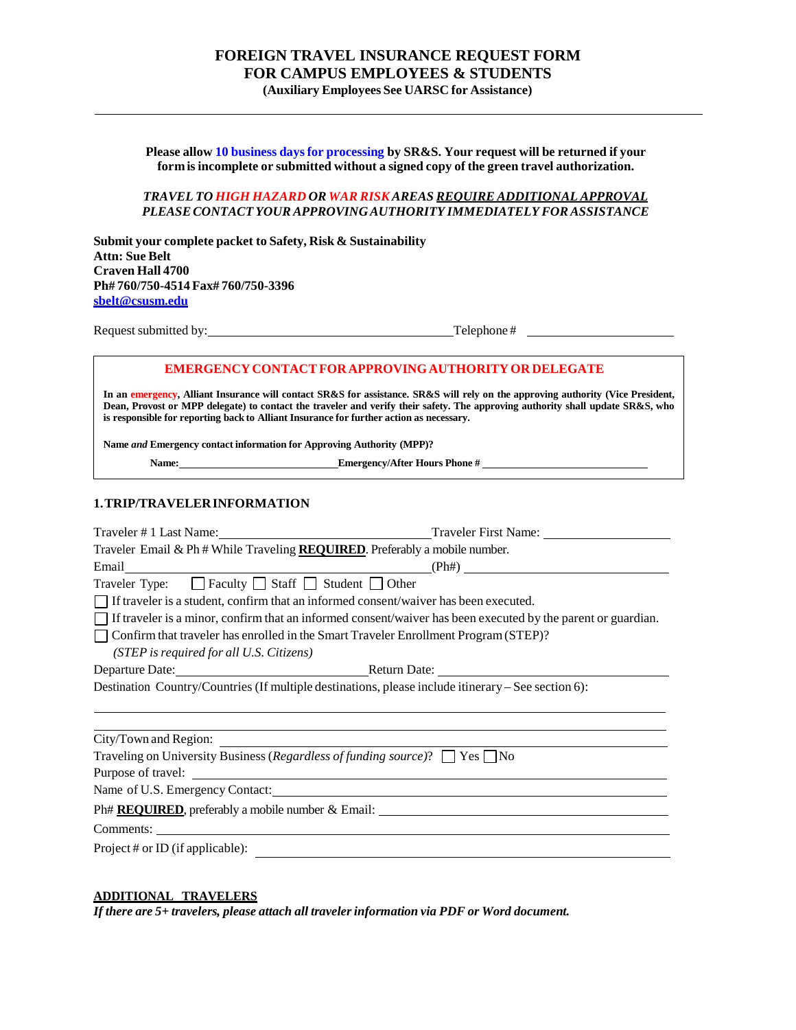# FOREIGN TRAVEL INSURANCE REQUEST FORM FOR CAMPUS EMPLOYEES & STUDENTS

**(Auxiliary Employees See UARSC for Assistance)**

---

**Please allow 10 business days for processing by SR&S. Your request will be returned if your form is incomplete or submitted without a signed copy of the green travel authorization.**

***TRAVEL TO HIGH HAZARD OR WAR RISK AREAS <u>REQUIRE ADDITIONAL APPROVAL</u> PLEASE CONTACT YOUR APPROVING AUTHORITY IMMEDIATELY FOR ASSISTANCE***

**Submit your complete packet to Safety, Risk & Sustainability**
**Attn: Sue Belt**
**Craven Hall 4700**
**Ph# 760/750-4514 Fax# 760/750-3396**
**sbelt@csusm.edu**

Request submitted by: ______________________ Telephone # ______________________

---

**EMERGENCY CONTACT FOR APPROVING AUTHORITY OR DELEGATE**

**In an emergency, Alliant Insurance will contact SR&S for assistance. SR&S will rely on the approving authority (Vice President, Dean, Provost or MPP delegate) to contact the traveler and verify their safety. The approving authority shall update SR&S, who is responsible for reporting back to Alliant Insurance for further action as necessary.**

**Name *and* Emergency contact information for Approving Authority (MPP)?**

**Name:** ______________________ **Emergency/After Hours Phone #** ______________________

---

## 1. TRIP/TRAVELER INFORMATION

Traveler # 1 Last Name: ______________________ Traveler First Name: ______________________

Traveler Email & Ph # While Traveling **<u>REQUIRED</u>**. Preferably a mobile number.

Email ______________________ (Ph#) ______________________

Traveler Type: ☐ Faculty ☐ Staff ☐ Student ☐ Other

☐ If traveler is a student, confirm that an informed consent/waiver has been executed.

☐ If traveler is a minor, confirm that an informed consent/waiver has been executed by the parent or guardian.

☐ Confirm that traveler has enrolled in the Smart Traveler Enrollment Program (STEP)?
*(STEP is required for all U.S. Citizens)*

Departure Date: ______________________ Return Date: ______________________

Destination Country/Countries (If multiple destinations, please include itinerary – See section 6):

______________________

______________________

City/Town and Region: ______________________

Traveling on University Business (*Regardless of funding source*)? ☐ Yes ☐ No

Purpose of travel: ______________________

Name of U.S. Emergency Contact: ______________________

Ph# **<u>REQUIRED</u>**, preferably a mobile number & Email: ______________________

Comments: ______________________

Project # or ID (if applicable): ______________________

**<u>ADDITIONAL TRAVELERS</u>**

***If there are 5+ travelers, please attach all traveler information via PDF or Word document.***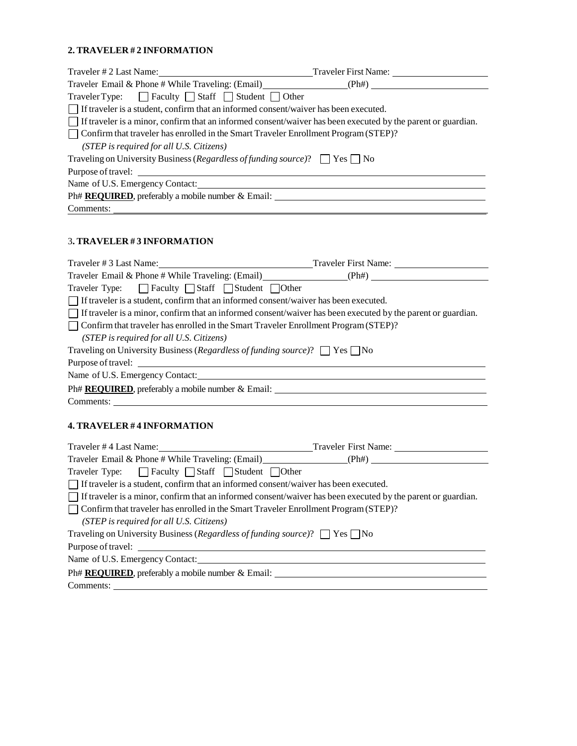## 2. TRAVELER # 2 INFORMATION

Traveler # 2 Last Name: ______________________ Traveler First Name: ______________________

Traveler Email & Phone # While Traveling: (Email) ______________________ (Ph#) ______________________

Traveler Type: ☐ Faculty ☐ Staff ☐ Student ☐ Other

☐ If traveler is a student, confirm that an informed consent/waiver has been executed.

☐ If traveler is a minor, confirm that an informed consent/waiver has been executed by the parent or guardian.

☐ Confirm that traveler has enrolled in the Smart Traveler Enrollment Program (STEP)?
*(STEP is required for all U.S. Citizens)*

Traveling on University Business (*Regardless of funding source)*? ☐ Yes ☐ No

Purpose of travel: ______________________

Name of U.S. Emergency Contact: ______________________

Ph# **REQUIRED**, preferably a mobile number & Email: ______________________

Comments: ______________________

## 3. TRAVELER # 3 INFORMATION

Traveler # 3 Last Name: ______________________ Traveler First Name: ______________________

Traveler Email & Phone # While Traveling: (Email) ______________________ (Ph#) ______________________

Traveler Type: ☐ Faculty ☐ Staff ☐ Student ☐ Other

☐ If traveler is a student, confirm that an informed consent/waiver has been executed.

☐ If traveler is a minor, confirm that an informed consent/waiver has been executed by the parent or guardian.

☐ Confirm that traveler has enrolled in the Smart Traveler Enrollment Program (STEP)?
*(STEP is required for all U.S. Citizens)*

Traveling on University Business (*Regardless of funding source)*? ☐ Yes ☐ No

Purpose of travel: ______________________

Name of U.S. Emergency Contact: ______________________

Ph# **REQUIRED**, preferably a mobile number & Email: ______________________

Comments: ______________________

## 4. TRAVELER # 4 INFORMATION

Traveler # 4 Last Name: ______________________ Traveler First Name: ______________________

Traveler Email & Phone # While Traveling: (Email) ______________________ (Ph#) ______________________

Traveler Type: ☐ Faculty ☐ Staff ☐ Student ☐ Other

☐ If traveler is a student, confirm that an informed consent/waiver has been executed.

☐ If traveler is a minor, confirm that an informed consent/waiver has been executed by the parent or guardian.

☐ Confirm that traveler has enrolled in the Smart Traveler Enrollment Program (STEP)?
*(STEP is required for all U.S. Citizens)*

Traveling on University Business (*Regardless of funding source)*? ☐ Yes ☐ No

Purpose of travel: ______________________

Name of U.S. Emergency Contact: ______________________

Ph# **REQUIRED**, preferably a mobile number & Email: ______________________

Comments: ______________________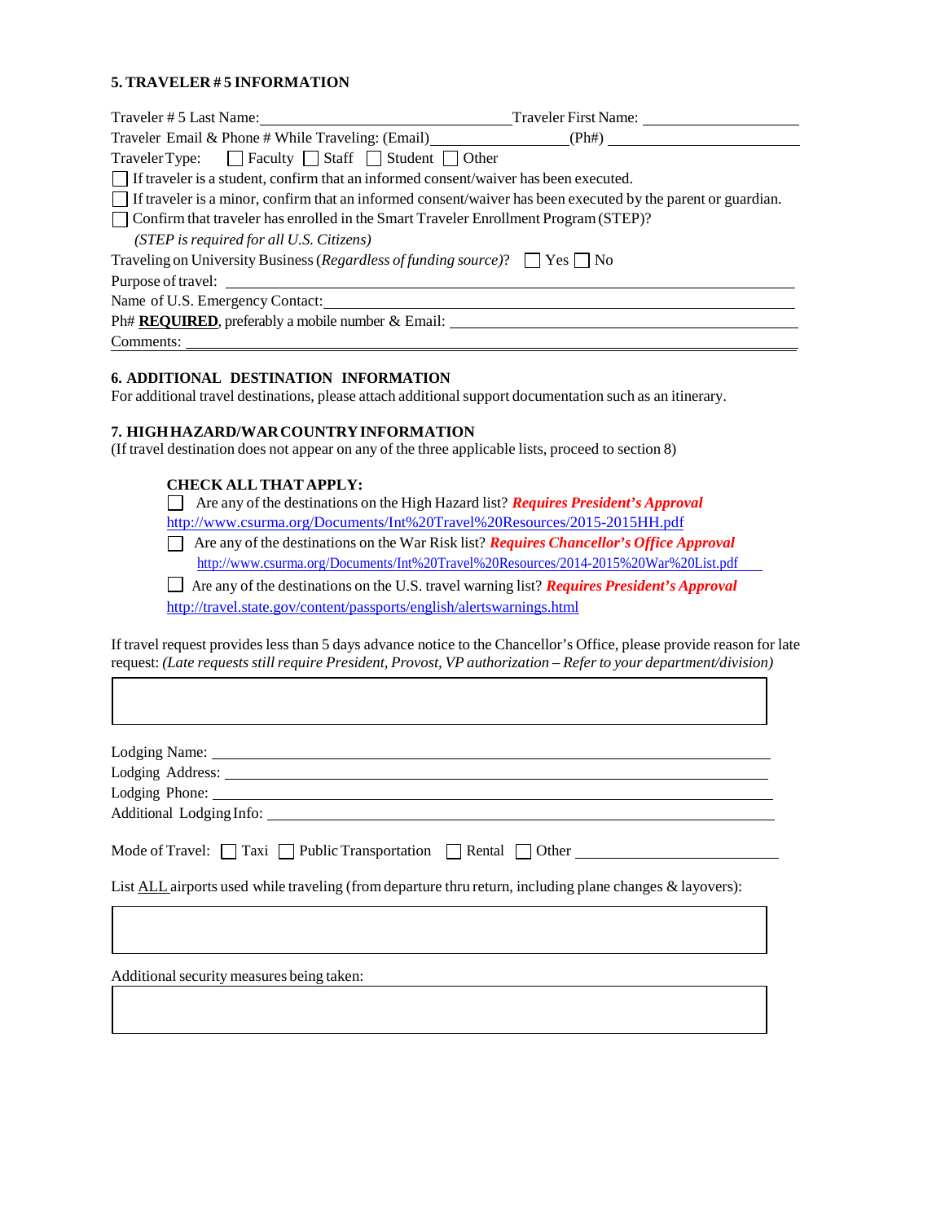**5. TRAVELER # 5 INFORMATION**

Traveler # 5 Last Name:\_\_\_\_\_\_\_\_\_\_\_\_\_\_\_\_\_\_\_\_\_\_\_\_\_\_\_\_\_\_ Traveler First Name: \_\_\_\_\_\_\_\_\_\_\_\_\_\_\_\_\_\_\_\_

Traveler Email & Phone # While Traveling: (Email)\_\_\_\_\_\_\_\_\_\_\_\_\_\_\_\_\_\_(Ph#) \_\_\_\_\_\_\_\_\_\_\_\_\_\_\_\_\_\_\_\_\_\_\_\_

Traveler Type: ☐ Faculty ☐ Staff ☐ Student ☐ Other

☐ If traveler is a student, confirm that an informed consent/waiver has been executed.

☐ If traveler is a minor, confirm that an informed consent/waiver has been executed by the parent or guardian.

☐ Confirm that traveler has enrolled in the Smart Traveler Enrollment Program (STEP)?

*(STEP is required for all U.S. Citizens)*

Traveling on University Business (*Regardless of funding source*)? ☐ Yes ☐ No

Purpose of travel: \_\_\_\_\_\_\_\_\_\_\_\_\_\_\_\_\_\_\_\_\_\_\_\_\_\_\_\_\_\_\_\_\_\_\_\_\_\_\_\_\_\_\_\_\_\_\_\_\_\_\_\_\_\_\_\_\_\_\_\_\_\_\_\_\_\_\_\_

Name of U.S. Emergency Contact:\_\_\_\_\_\_\_\_\_\_\_\_\_\_\_\_\_\_\_\_\_\_\_\_\_\_\_\_\_\_\_\_\_\_\_\_\_\_\_\_\_\_\_\_\_\_\_\_\_\_\_\_\_\_\_\_\_

Ph# **REQUIRED**, preferably a mobile number & Email: \_\_\_\_\_\_\_\_\_\_\_\_\_\_\_\_\_\_\_\_\_\_\_\_\_\_\_\_\_\_\_\_\_\_\_\_\_\_\_\_\_\_

Comments: \_\_\_\_\_\_\_\_\_\_\_\_\_\_\_\_\_\_\_\_\_\_\_\_\_\_\_\_\_\_\_\_\_\_\_\_\_\_\_\_\_\_\_\_\_\_\_\_\_\_\_\_\_\_\_\_\_\_\_\_\_\_\_\_\_\_\_\_\_\_\_\_\_\_\_

**6. ADDITIONAL DESTINATION INFORMATION**

For additional travel destinations, please attach additional support documentation such as an itinerary.

**7. HIGH HAZARD/WAR COUNTRY INFORMATION**

(If travel destination does not appear on any of the three applicable lists, proceed to section 8)

**CHECK ALL THAT APPLY:**

☐ Are any of the destinations on the High Hazard list? ***Requires President's Approval***
http://www.csurma.org/Documents/Int%20Travel%20Resources/2015-2015HH.pdf

☐ Are any of the destinations on the War Risk list? ***Requires Chancellor's Office Approval***
http://www.csurma.org/Documents/Int%20Travel%20Resources/2014-2015%20War%20List.pdf

☐ Are any of the destinations on the U.S. travel warning list? ***Requires President's Approval***
http://travel.state.gov/content/passports/english/alertswarnings.html

If travel request provides less than 5 days advance notice to the Chancellor's Office, please provide reason for late request: *(Late requests still require President, Provost, VP authorization – Refer to your department/division)*

| |
|---|
| |

Lodging Name: \_\_\_\_\_\_\_\_\_\_\_\_\_\_\_\_\_\_\_\_\_\_\_\_\_\_\_\_\_\_\_\_\_\_\_\_\_\_\_\_\_\_\_\_\_\_\_\_\_\_\_\_\_\_\_\_\_\_\_\_\_\_\_\_\_\_\_\_\_\_

Lodging Address: \_\_\_\_\_\_\_\_\_\_\_\_\_\_\_\_\_\_\_\_\_\_\_\_\_\_\_\_\_\_\_\_\_\_\_\_\_\_\_\_\_\_\_\_\_\_\_\_\_\_\_\_\_\_\_\_\_\_\_\_\_\_\_\_\_\_\_\_

Lodging Phone: \_\_\_\_\_\_\_\_\_\_\_\_\_\_\_\_\_\_\_\_\_\_\_\_\_\_\_\_\_\_\_\_\_\_\_\_\_\_\_\_\_\_\_\_\_\_\_\_\_\_\_\_\_\_\_\_\_\_\_\_\_\_\_\_\_\_\_\_\_\_

Additional Lodging Info: \_\_\_\_\_\_\_\_\_\_\_\_\_\_\_\_\_\_\_\_\_\_\_\_\_\_\_\_\_\_\_\_\_\_\_\_\_\_\_\_\_\_\_\_\_\_\_\_\_\_\_\_\_\_\_\_\_\_\_\_\_\_

Mode of Travel: ☐ Taxi ☐ Public Transportation ☐ Rental ☐ Other \_\_\_\_\_\_\_\_\_\_\_\_\_\_\_\_\_\_\_\_\_\_\_\_

List <u>ALL</u> airports used while traveling (from departure thru return, including plane changes & layovers):

| |
|---|
| |

Additional security measures being taken:

| |
|---|
| |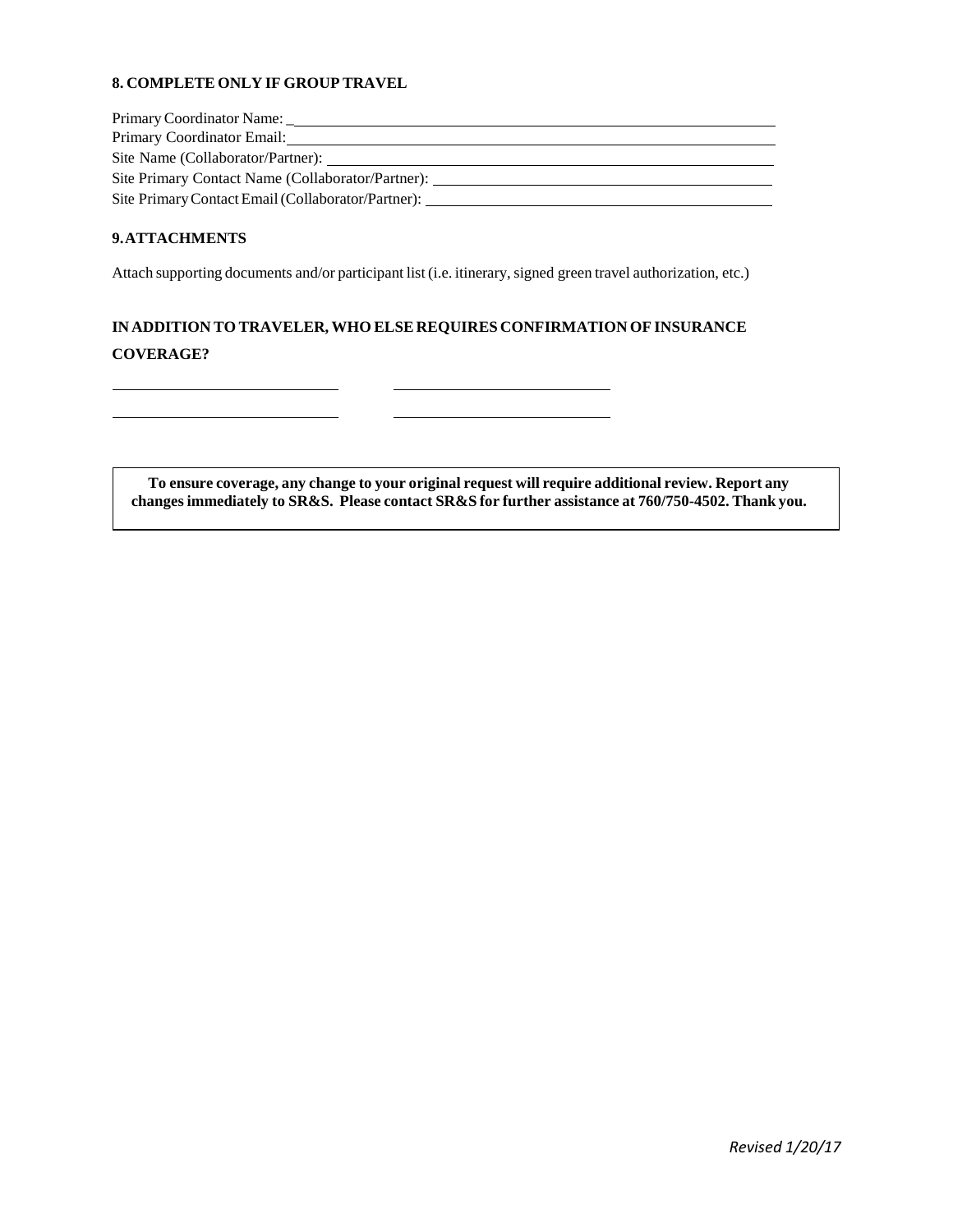**8. COMPLETE ONLY IF GROUP TRAVEL**

Primary Coordinator Name: _______________________________________________

Primary Coordinator Email: _______________________________________________

Site Name (Collaborator/Partner): _______________________________________________

Site Primary Contact Name (Collaborator/Partner): _______________________________________________

Site Primary Contact Email (Collaborator/Partner): _______________________________________________

**9. ATTACHMENTS**

Attach supporting documents and/or participant list (i.e. itinerary, signed green travel authorization, etc.)

**IN ADDITION TO TRAVELER, WHO ELSE REQUIRES CONFIRMATION OF INSURANCE COVERAGE?**

______________________________ ______________________________

______________________________ ______________________________

**To ensure coverage, any change to your original request will require additional review. Report any changes immediately to SR&S. Please contact SR&S for further assistance at 760/750-4502. Thank you.**

*Revised 1/20/17*